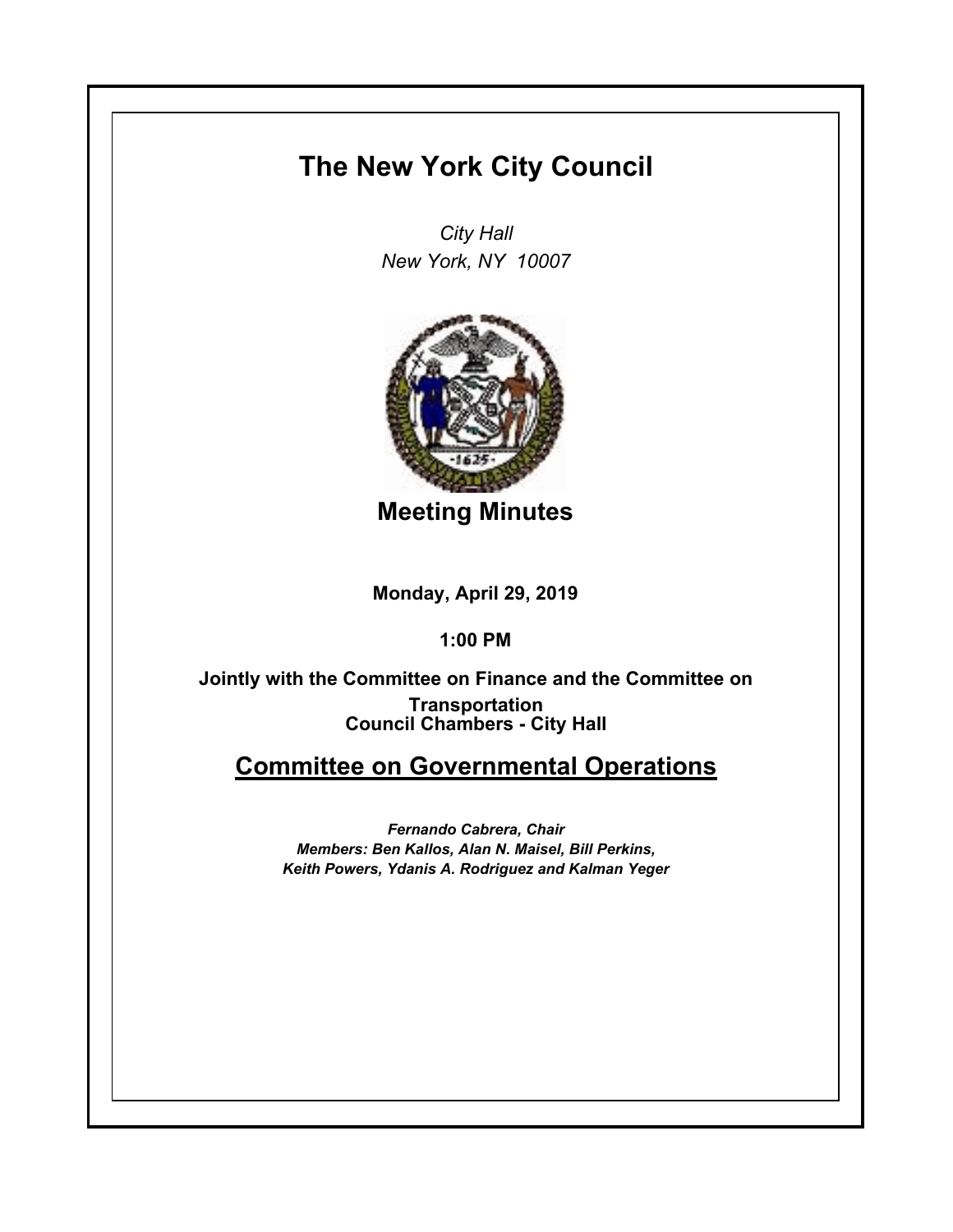# The New York City Council

*City Hall*
*New York, NY 10007*

## Meeting Minutes

**Monday, April 29, 2019**

**1:00 PM**

**Jointly with the Committee on Finance and the Committee on Transportation**
**Council Chambers - City Hall**

## Committee on Governmental Operations

***Fernando Cabrera, Chair***
***Members: Ben Kallos, Alan N. Maisel, Bill Perkins, Keith Powers, Ydanis A. Rodriguez and Kalman Yeger***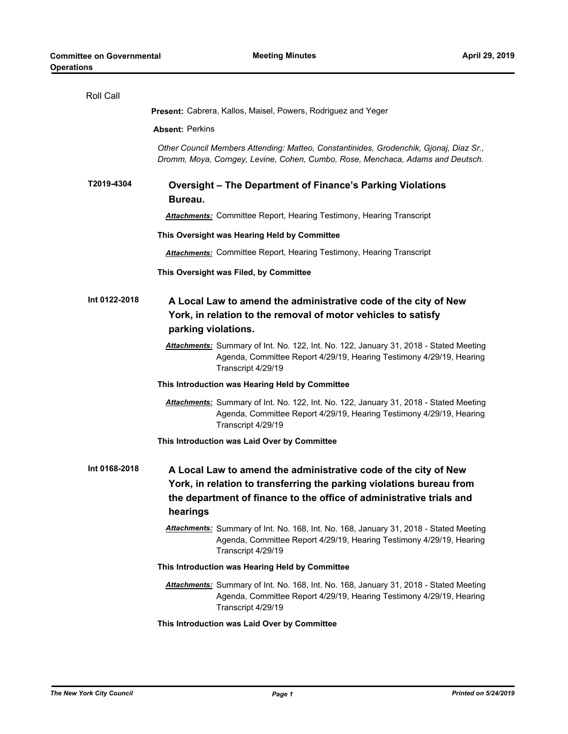Roll Call

**Present:** Cabrera, Kallos, Maisel, Powers, Rodriguez and Yeger

**Absent:** Perkins

*Other Council Members Attending: Matteo, Constantinides, Grodenchik, Gjonaj, Diaz Sr., Dromm, Moya, Corngey, Levine, Cohen, Cumbo, Rose, Menchaca, Adams and Deutsch.*

**T2019-4304** **Oversight – The Department of Finance's Parking Violations Bureau.**

***Attachments:*** Committee Report, Hearing Testimony, Hearing Transcript

**This Oversight was Hearing Held by Committee**

***Attachments:*** Committee Report, Hearing Testimony, Hearing Transcript

**This Oversight was Filed, by Committee**

**Int 0122-2018** **A Local Law to amend the administrative code of the city of New York, in relation to the removal of motor vehicles to satisfy parking violations.**

***Attachments:*** Summary of Int. No. 122, Int. No. 122, January 31, 2018 - Stated Meeting Agenda, Committee Report 4/29/19, Hearing Testimony 4/29/19, Hearing Transcript 4/29/19

**This Introduction was Hearing Held by Committee**

***Attachments:*** Summary of Int. No. 122, Int. No. 122, January 31, 2018 - Stated Meeting Agenda, Committee Report 4/29/19, Hearing Testimony 4/29/19, Hearing Transcript 4/29/19

**This Introduction was Laid Over by Committee**

**Int 0168-2018** **A Local Law to amend the administrative code of the city of New York, in relation to transferring the parking violations bureau from the department of finance to the office of administrative trials and hearings**

***Attachments:*** Summary of Int. No. 168, Int. No. 168, January 31, 2018 - Stated Meeting Agenda, Committee Report 4/29/19, Hearing Testimony 4/29/19, Hearing Transcript 4/29/19

**This Introduction was Hearing Held by Committee**

***Attachments:*** Summary of Int. No. 168, Int. No. 168, January 31, 2018 - Stated Meeting Agenda, Committee Report 4/29/19, Hearing Testimony 4/29/19, Hearing Transcript 4/29/19

**This Introduction was Laid Over by Committee**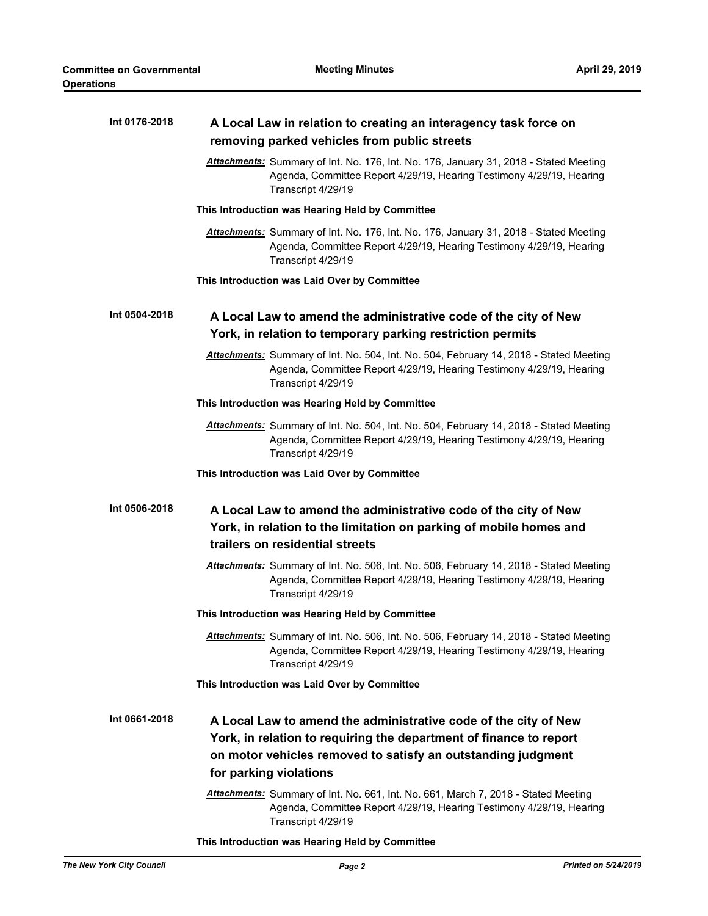**Int 0176-2018** **A Local Law in relation to creating an interagency task force on removing parked vehicles from public streets**

*Attachments:* Summary of Int. No. 176, Int. No. 176, January 31, 2018 - Stated Meeting Agenda, Committee Report 4/29/19, Hearing Testimony 4/29/19, Hearing Transcript 4/29/19

**This Introduction was Hearing Held by Committee**

*Attachments:* Summary of Int. No. 176, Int. No. 176, January 31, 2018 - Stated Meeting Agenda, Committee Report 4/29/19, Hearing Testimony 4/29/19, Hearing Transcript 4/29/19

**This Introduction was Laid Over by Committee**

**Int 0504-2018** **A Local Law to amend the administrative code of the city of New York, in relation to temporary parking restriction permits**

*Attachments:* Summary of Int. No. 504, Int. No. 504, February 14, 2018 - Stated Meeting Agenda, Committee Report 4/29/19, Hearing Testimony 4/29/19, Hearing Transcript 4/29/19

**This Introduction was Hearing Held by Committee**

*Attachments:* Summary of Int. No. 504, Int. No. 504, February 14, 2018 - Stated Meeting Agenda, Committee Report 4/29/19, Hearing Testimony 4/29/19, Hearing Transcript 4/29/19

**This Introduction was Laid Over by Committee**

**Int 0506-2018** **A Local Law to amend the administrative code of the city of New York, in relation to the limitation on parking of mobile homes and trailers on residential streets**

*Attachments:* Summary of Int. No. 506, Int. No. 506, February 14, 2018 - Stated Meeting Agenda, Committee Report 4/29/19, Hearing Testimony 4/29/19, Hearing Transcript 4/29/19

**This Introduction was Hearing Held by Committee**

*Attachments:* Summary of Int. No. 506, Int. No. 506, February 14, 2018 - Stated Meeting Agenda, Committee Report 4/29/19, Hearing Testimony 4/29/19, Hearing Transcript 4/29/19

**This Introduction was Laid Over by Committee**

**Int 0661-2018** **A Local Law to amend the administrative code of the city of New York, in relation to requiring the department of finance to report on motor vehicles removed to satisfy an outstanding judgment for parking violations**

*Attachments:* Summary of Int. No. 661, Int. No. 661, March 7, 2018 - Stated Meeting Agenda, Committee Report 4/29/19, Hearing Testimony 4/29/19, Hearing Transcript 4/29/19

**This Introduction was Hearing Held by Committee**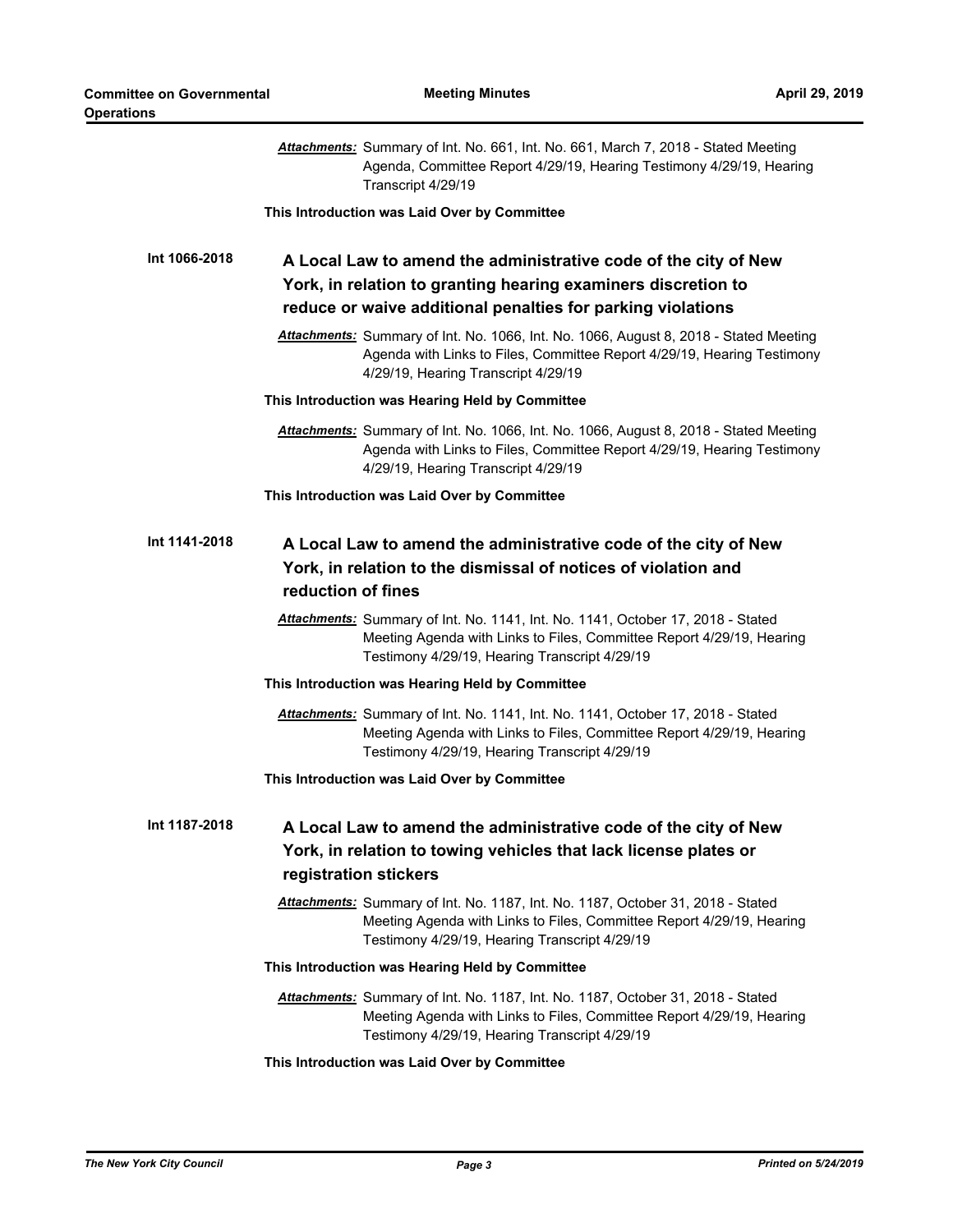***Attachments:*** Summary of Int. No. 661, Int. No. 661, March 7, 2018 - Stated Meeting Agenda, Committee Report 4/29/19, Hearing Testimony 4/29/19, Hearing Transcript 4/29/19

**This Introduction was Laid Over by Committee**

**Int 1066-2018** **A Local Law to amend the administrative code of the city of New York, in relation to granting hearing examiners discretion to reduce or waive additional penalties for parking violations**

***Attachments:*** Summary of Int. No. 1066, Int. No. 1066, August 8, 2018 - Stated Meeting Agenda with Links to Files, Committee Report 4/29/19, Hearing Testimony 4/29/19, Hearing Transcript 4/29/19

**This Introduction was Hearing Held by Committee**

***Attachments:*** Summary of Int. No. 1066, Int. No. 1066, August 8, 2018 - Stated Meeting Agenda with Links to Files, Committee Report 4/29/19, Hearing Testimony 4/29/19, Hearing Transcript 4/29/19

**This Introduction was Laid Over by Committee**

**Int 1141-2018** **A Local Law to amend the administrative code of the city of New York, in relation to the dismissal of notices of violation and reduction of fines**

***Attachments:*** Summary of Int. No. 1141, Int. No. 1141, October 17, 2018 - Stated Meeting Agenda with Links to Files, Committee Report 4/29/19, Hearing Testimony 4/29/19, Hearing Transcript 4/29/19

**This Introduction was Hearing Held by Committee**

***Attachments:*** Summary of Int. No. 1141, Int. No. 1141, October 17, 2018 - Stated Meeting Agenda with Links to Files, Committee Report 4/29/19, Hearing Testimony 4/29/19, Hearing Transcript 4/29/19

**This Introduction was Laid Over by Committee**

**Int 1187-2018** **A Local Law to amend the administrative code of the city of New York, in relation to towing vehicles that lack license plates or registration stickers**

***Attachments:*** Summary of Int. No. 1187, Int. No. 1187, October 31, 2018 - Stated Meeting Agenda with Links to Files, Committee Report 4/29/19, Hearing Testimony 4/29/19, Hearing Transcript 4/29/19

**This Introduction was Hearing Held by Committee**

***Attachments:*** Summary of Int. No. 1187, Int. No. 1187, October 31, 2018 - Stated Meeting Agenda with Links to Files, Committee Report 4/29/19, Hearing Testimony 4/29/19, Hearing Transcript 4/29/19

**This Introduction was Laid Over by Committee**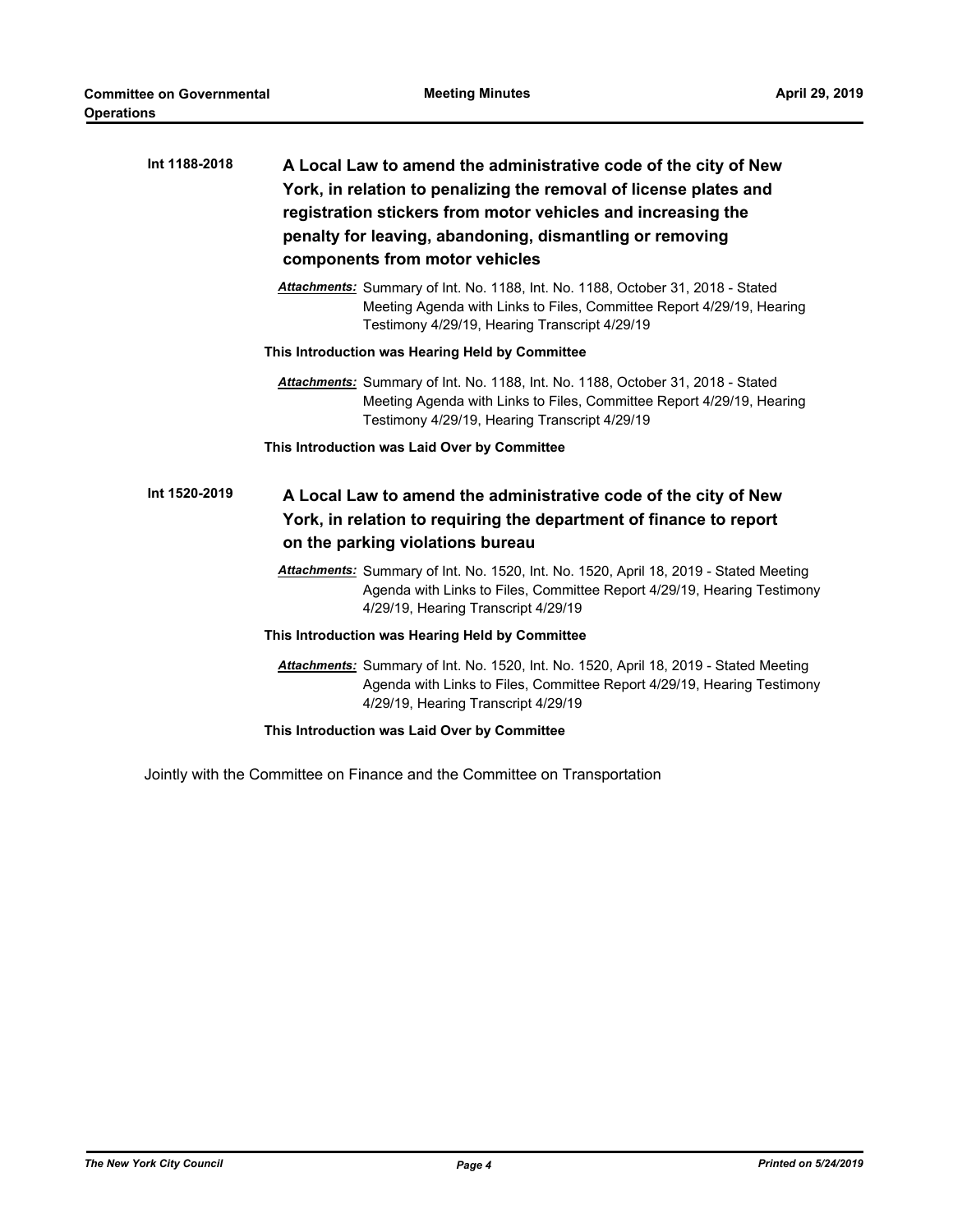**Int 1188-2018** **A Local Law to amend the administrative code of the city of New York, in relation to penalizing the removal of license plates and registration stickers from motor vehicles and increasing the penalty for leaving, abandoning, dismantling or removing components from motor vehicles**

***Attachments:*** Summary of Int. No. 1188, Int. No. 1188, October 31, 2018 - Stated Meeting Agenda with Links to Files, Committee Report 4/29/19, Hearing Testimony 4/29/19, Hearing Transcript 4/29/19

**This Introduction was Hearing Held by Committee**

***Attachments:*** Summary of Int. No. 1188, Int. No. 1188, October 31, 2018 - Stated Meeting Agenda with Links to Files, Committee Report 4/29/19, Hearing Testimony 4/29/19, Hearing Transcript 4/29/19

**This Introduction was Laid Over by Committee**

**Int 1520-2019** **A Local Law to amend the administrative code of the city of New York, in relation to requiring the department of finance to report on the parking violations bureau**

***Attachments:*** Summary of Int. No. 1520, Int. No. 1520, April 18, 2019 - Stated Meeting Agenda with Links to Files, Committee Report 4/29/19, Hearing Testimony 4/29/19, Hearing Transcript 4/29/19

**This Introduction was Hearing Held by Committee**

***Attachments:*** Summary of Int. No. 1520, Int. No. 1520, April 18, 2019 - Stated Meeting Agenda with Links to Files, Committee Report 4/29/19, Hearing Testimony 4/29/19, Hearing Transcript 4/29/19

**This Introduction was Laid Over by Committee**

Jointly with the Committee on Finance and the Committee on Transportation